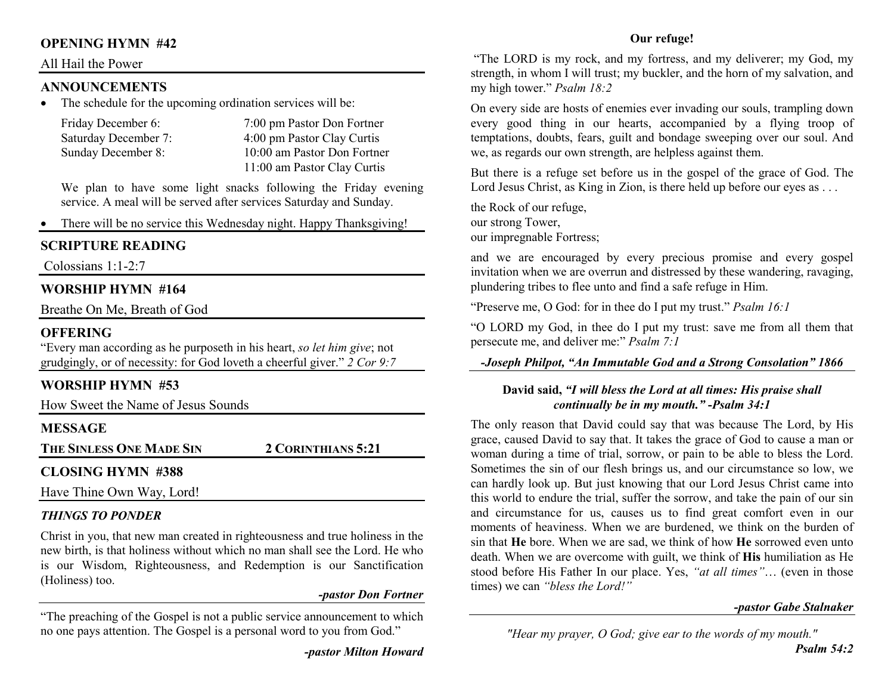## OPENING HYMN #42

All Hail the Power

## ANNOUNCEMENTS

- The schedule for the upcoming ordination services will be:

| | |
|---|---|
| Friday December 6: | 7:00 pm Pastor Don Fortner |
| Saturday December 7: | 4:00 pm Pastor Clay Curtis |
| Sunday December 8: | 10:00 am Pastor Don Fortner |
| | 11:00 am Pastor Clay Curtis |

  We plan to have some light snacks following the Friday evening service. A meal will be served after services Saturday and Sunday.

- There will be no service this Wednesday night. Happy Thanksgiving!

## SCRIPTURE READING

Colossians 1:1-2:7

## WORSHIP HYMN #164

Breathe On Me, Breath of God

## OFFERING

"Every man according as he purposeth in his heart, *so let him give*; not grudgingly, or of necessity: for God loveth a cheerful giver." *2 Cor 9:7*

## WORSHIP HYMN #53

How Sweet the Name of Jesus Sounds

## MESSAGE

**THE SINLESS ONE MADE SIN** — **2 CORINTHIANS 5:21**

## CLOSING HYMN #388

Have Thine Own Way, Lord!

## *THINGS TO PONDER*

Christ in you, that new man created in righteousness and true holiness in the new birth, is that holiness without which no man shall see the Lord. He who is our Wisdom, Righteousness, and Redemption is our Sanctification (Holiness) too.

***-pastor Don Fortner***

"The preaching of the Gospel is not a public service announcement to which no one pays attention. The Gospel is a personal word to you from God."

***-pastor Milton Howard***

**Our refuge!**

"The LORD is my rock, and my fortress, and my deliverer; my God, my strength, in whom I will trust; my buckler, and the horn of my salvation, and my high tower." *Psalm 18:2*

On every side are hosts of enemies ever invading our souls, trampling down every good thing in our hearts, accompanied by a flying troop of temptations, doubts, fears, guilt and bondage sweeping over our soul. And we, as regards our own strength, are helpless against them.

But there is a refuge set before us in the gospel of the grace of God. The Lord Jesus Christ, as King in Zion, is there held up before our eyes as . . .

the Rock of our refuge,
our strong Tower,
our impregnable Fortress;

and we are encouraged by every precious promise and every gospel invitation when we are overrun and distressed by these wandering, ravaging, plundering tribes to flee unto and find a safe refuge in Him.

"Preserve me, O God: for in thee do I put my trust." *Psalm 16:1*

"O LORD my God, in thee do I put my trust: save me from all them that persecute me, and deliver me:" *Psalm 7:1*

***-Joseph Philpot, "An Immutable God and a Strong Consolation" 1866***

**David said, *"I will bless the Lord at all times: His praise shall continually be in my mouth." -Psalm 34:1***

The only reason that David could say that was because The Lord, by His grace, caused David to say that. It takes the grace of God to cause a man or woman during a time of trial, sorrow, or pain to be able to bless the Lord. Sometimes the sin of our flesh brings us, and our circumstance so low, we can hardly look up. But just knowing that our Lord Jesus Christ came into this world to endure the trial, suffer the sorrow, and take the pain of our sin and circumstance for us, causes us to find great comfort even in our moments of heaviness. When we are burdened, we think on the burden of sin that **He** bore. When we are sad, we think of how **He** sorrowed even unto death. When we are overcome with guilt, we think of **His** humiliation as He stood before His Father In our place. Yes, *"at all times"*… (even in those times) we can *"bless the Lord!"*

***-pastor Gabe Stalnaker***

*"Hear my prayer, O God; give ear to the words of my mouth."* ***Psalm 54:2***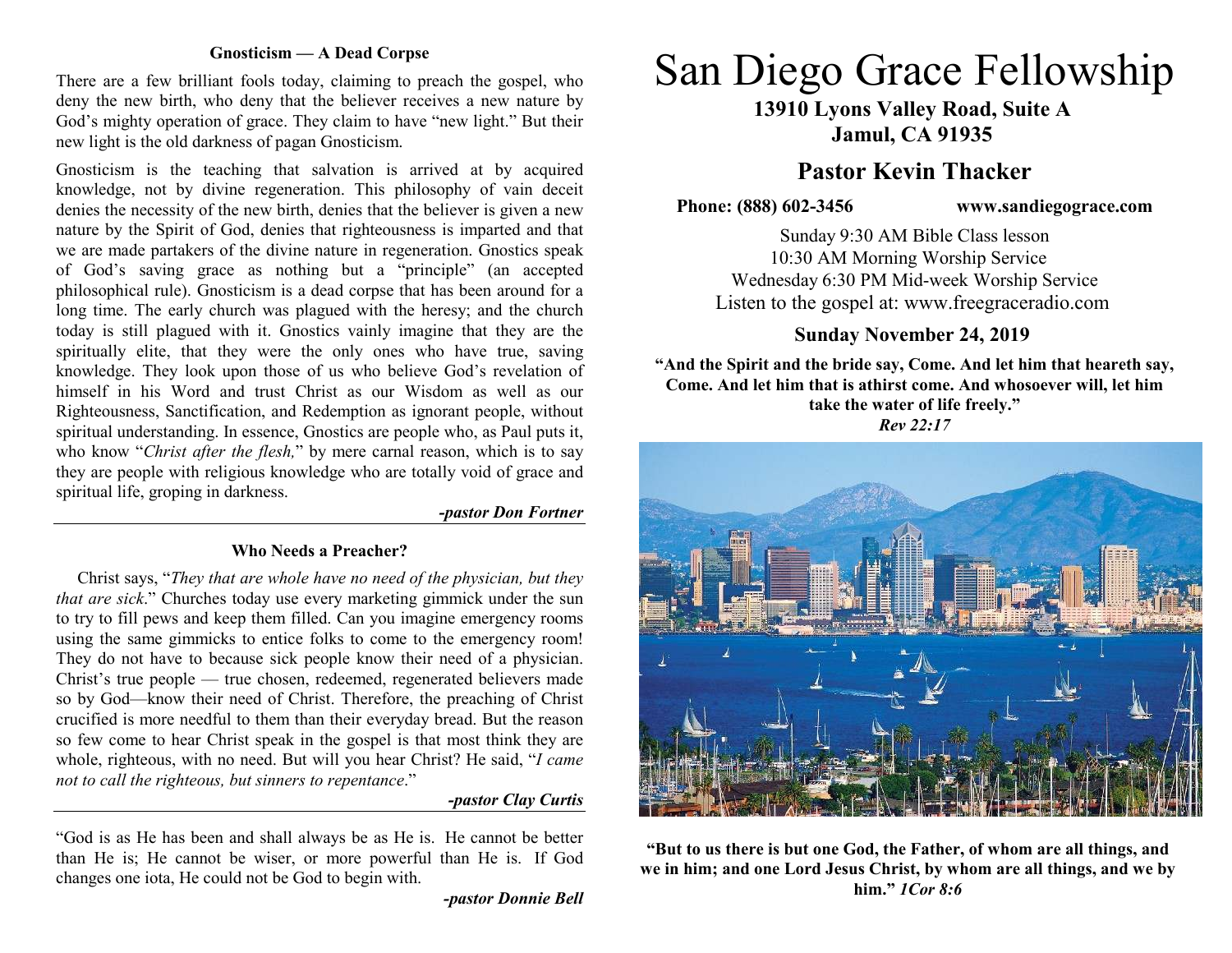### Gnosticism — A Dead Corpse

There are a few brilliant fools today, claiming to preach the gospel, who deny the new birth, who deny that the believer receives a new nature by God's mighty operation of grace. They claim to have "new light." But their new light is the old darkness of pagan Gnosticism.

Gnosticism is the teaching that salvation is arrived at by acquired knowledge, not by divine regeneration. This philosophy of vain deceit denies the necessity of the new birth, denies that the believer is given a new nature by the Spirit of God, denies that righteousness is imparted and that we are made partakers of the divine nature in regeneration. Gnostics speak of God's saving grace as nothing but a "principle" (an accepted philosophical rule). Gnosticism is a dead corpse that has been around for a long time. The early church was plagued with the heresy; and the church today is still plagued with it. Gnostics vainly imagine that they are the spiritually elite, that they were the only ones who have true, saving knowledge. They look upon those of us who believe God's revelation of himself in his Word and trust Christ as our Wisdom as well as our Righteousness, Sanctification, and Redemption as ignorant people, without spiritual understanding. In essence, Gnostics are people who, as Paul puts it, who know "*Christ after the flesh,*" by mere carnal reason, which is to say they are people with religious knowledge who are totally void of grace and spiritual life, groping in darkness.

***-pastor Don Fortner***

---

### Who Needs a Preacher?

Christ says, "*They that are whole have no need of the physician, but they that are sick*." Churches today use every marketing gimmick under the sun to try to fill pews and keep them filled. Can you imagine emergency rooms using the same gimmicks to entice folks to come to the emergency room! They do not have to because sick people know their need of a physician. Christ's true people — true chosen, redeemed, regenerated believers made so by God—know their need of Christ. Therefore, the preaching of Christ crucified is more needful to them than their everyday bread. But the reason so few come to hear Christ speak in the gospel is that most think they are whole, righteous, with no need. But will you hear Christ? He said, "*I came not to call the righteous, but sinners to repentance*."

***-pastor Clay Curtis***

---

"God is as He has been and shall always be as He is. He cannot be better than He is; He cannot be wiser, or more powerful than He is. If God changes one iota, He could not be God to begin with.

***-pastor Donnie Bell***

# San Diego Grace Fellowship

**13910 Lyons Valley Road, Suite A**
**Jamul, CA 91935**

## Pastor Kevin Thacker

**Phone: (888) 602-3456** **www.sandiegograce.com**

Sunday 9:30 AM Bible Class lesson
10:30 AM Morning Worship Service
Wednesday 6:30 PM Mid-week Worship Service
Listen to the gospel at: www.freegraceradio.com

### Sunday November 24, 2019

**"And the Spirit and the bride say, Come. And let him that heareth say, Come. And let him that is athirst come. And whosoever will, let him take the water of life freely."**
***Rev 22:17***

**"But to us there is but one God, the Father, of whom are all things, and we in him; and one Lord Jesus Christ, by whom are all things, and we by him."** ***1Cor 8:6***